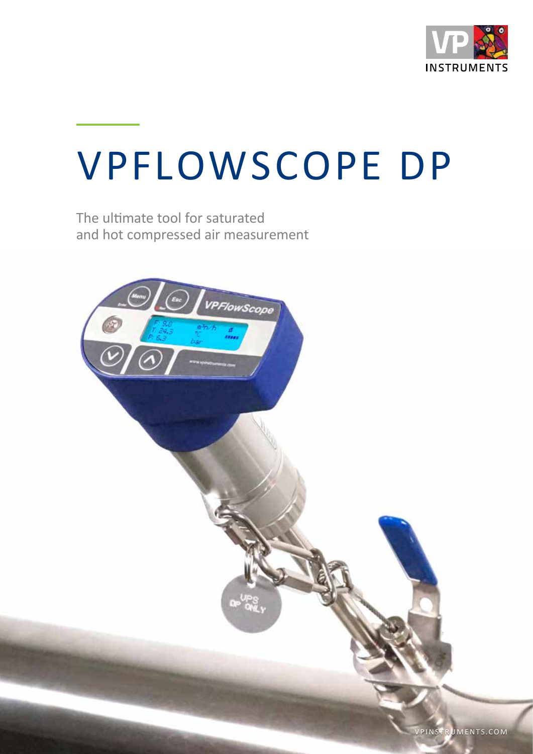# VPFLOWSCOPE DP

The ultimate tool for saturated and hot compressed air measurement

VPINSTRUMENTS.COM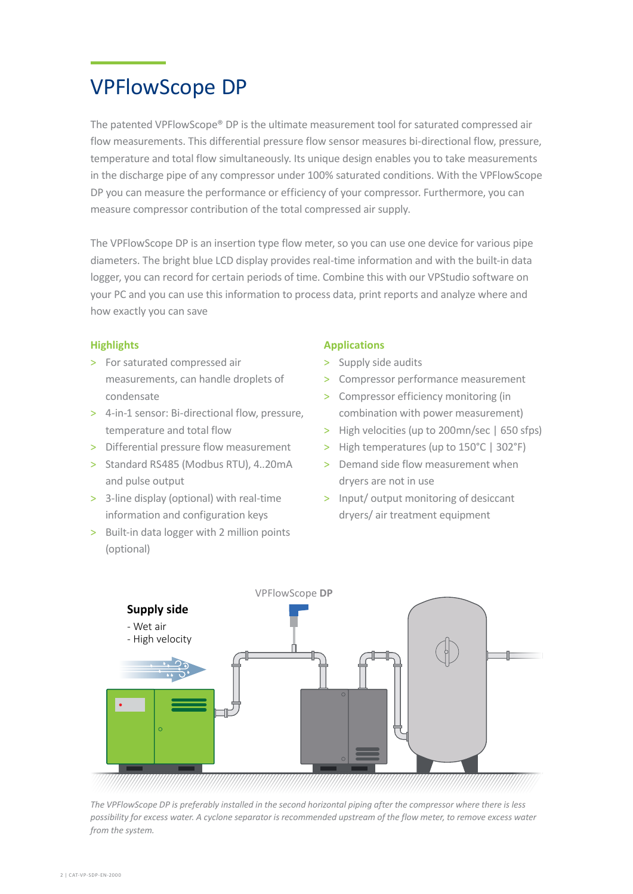# VPFlowScope DP

The patented VPFlowScope® DP is the ultimate measurement tool for saturated compressed air flow measurements. This differential pressure flow sensor measures bi-directional flow, pressure, temperature and total flow simultaneously. Its unique design enables you to take measurements in the discharge pipe of any compressor under 100% saturated conditions. With the VPFlowScope DP you can measure the performance or efficiency of your compressor. Furthermore, you can measure compressor contribution of the total compressed air supply.

The VPFlowScope DP is an insertion type flow meter, so you can use one device for various pipe diameters. The bright blue LCD display provides real-time information and with the built-in data logger, you can record for certain periods of time. Combine this with our VPStudio software on your PC and you can use this information to process data, print reports and analyze where and how exactly you can save

### Highlights

- For saturated compressed air measurements, can handle droplets of condensate
- 4-in-1 sensor: Bi-directional flow, pressure, temperature and total flow
- Differential pressure flow measurement
- Standard RS485 (Modbus RTU), 4..20mA and pulse output
- 3-line display (optional) with real-time information and configuration keys
- Built-in data logger with 2 million points (optional)

### Applications

- Supply side audits
- Compressor performance measurement
- Compressor efficiency monitoring (in combination with power measurement)
- High velocities (up to 200mn/sec | 650 sfps)
- High temperatures (up to 150°C | 302°F)
- Demand side flow measurement when dryers are not in use
- Input/ output monitoring of desiccant dryers/ air treatment equipment

VPFlowScope **DP**

**Supply side**

- Wet air
- High velocity

*The VPFlowScope DP is preferably installed in the second horizontal piping after the compressor where there is less possibility for excess water. A cyclone separator is recommended upstream of the flow meter, to remove excess water from the system.*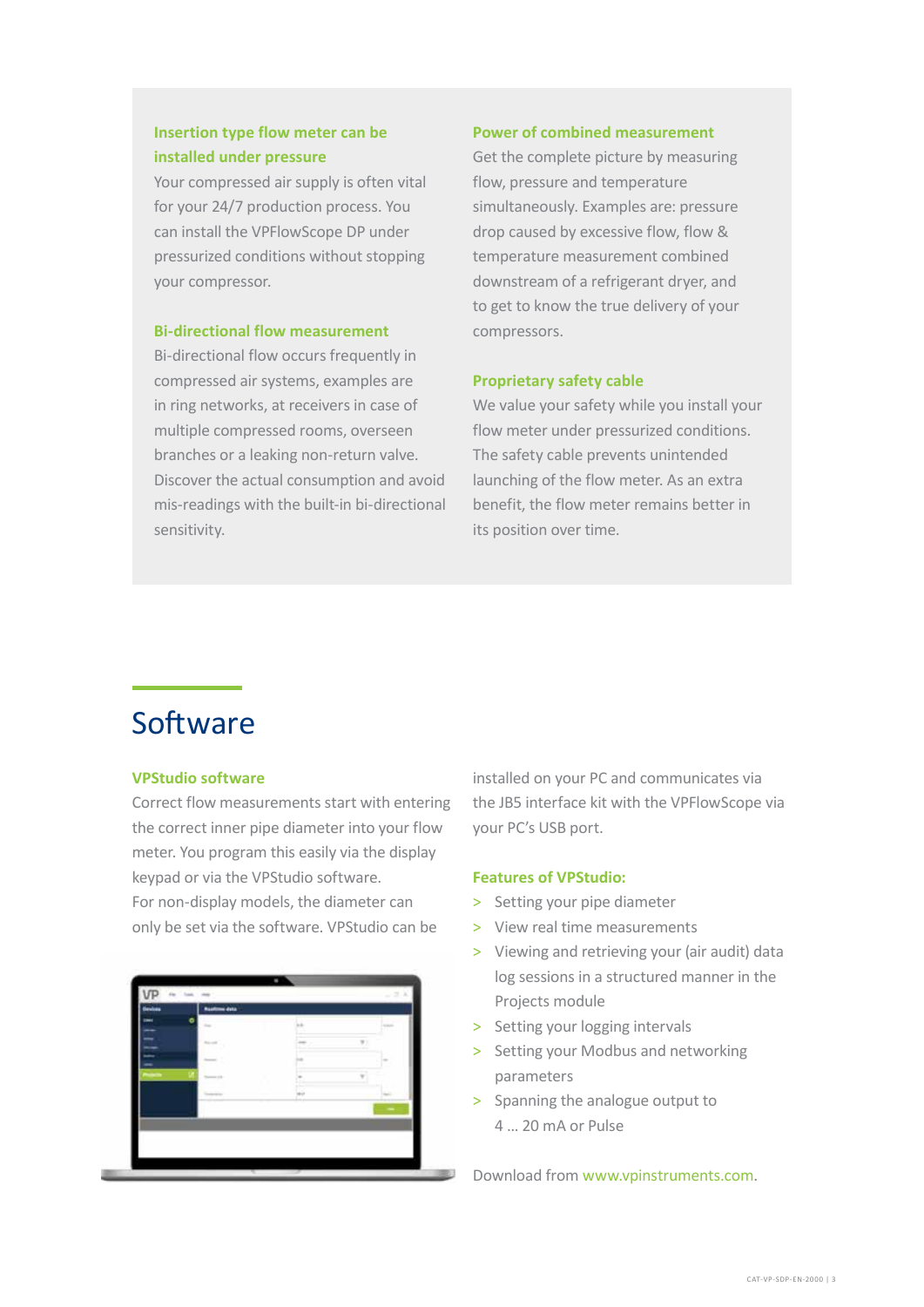### Insertion type flow meter can be installed under pressure

Your compressed air supply is often vital for your 24/7 production process. You can install the VPFlowScope DP under pressurized conditions without stopping your compressor.

### Bi-directional flow measurement

Bi-directional flow occurs frequently in compressed air systems, examples are in ring networks, at receivers in case of multiple compressed rooms, overseen branches or a leaking non-return valve. Discover the actual consumption and avoid mis-readings with the built-in bi-directional sensitivity.

### Power of combined measurement

Get the complete picture by measuring flow, pressure and temperature simultaneously. Examples are: pressure drop caused by excessive flow, flow & temperature measurement combined downstream of a refrigerant dryer, and to get to know the true delivery of your compressors.

### Proprietary safety cable

We value your safety while you install your flow meter under pressurized conditions. The safety cable prevents unintended launching of the flow meter. As an extra benefit, the flow meter remains better in its position over time.

# Software

### VPStudio software

Correct flow measurements start with entering the correct inner pipe diameter into your flow meter. You program this easily via the display keypad or via the VPStudio software.
For non-display models, the diameter can only be set via the software. VPStudio can be installed on your PC and communicates via the JB5 interface kit with the VPFlowScope via your PC's USB port.

### Features of VPStudio:

- Setting your pipe diameter
- View real time measurements
- Viewing and retrieving your (air audit) data log sessions in a structured manner in the Projects module
- Setting your logging intervals
- Setting your Modbus and networking parameters
- Spanning the analogue output to 4 … 20 mA or Pulse

Download from www.vpinstruments.com.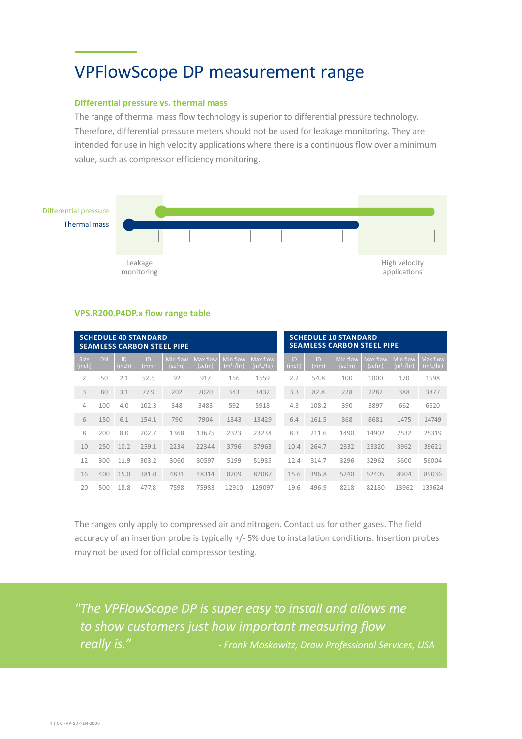# VPFlowScope DP measurement range

### Differential pressure vs. thermal mass

The range of thermal mass flow technology is superior to differential pressure technology. Therefore, differential pressure meters should not be used for leakage monitoring. They are intended for use in high velocity applications where there is a continuous flow over a minimum value, such as compressor efficiency monitoring.

Differential pressure

Thermal mass

Leakage monitoring

High velocity applications

### VPS.R200.P4DP.x flow range table

| SCHEDULE 40 STANDARD SEAMLESS CARBON STEEL PIPE | | | | | | | |
|---|---|---|---|---|---|---|---|
| Size (inch) | DN | ID (inch) | ID (mm) | Min flow (scfm) | Max flow (scfm) | Min flow ($m^3_n$/hr) | Max flow ($m^3_n$/hr) |
| 2 | 50 | 2.1 | 52.5 | 92 | 917 | 156 | 1559 |
| 3 | 80 | 3.1 | 77.9 | 202 | 2020 | 343 | 3432 |
| 4 | 100 | 4.0 | 102.3 | 348 | 3483 | 592 | 5918 |
| 6 | 150 | 6.1 | 154.1 | 790 | 7904 | 1343 | 13429 |
| 8 | 200 | 8.0 | 202.7 | 1368 | 13675 | 2323 | 23234 |
| 10 | 250 | 10.2 | 259.1 | 2234 | 22344 | 3796 | 37963 |
| 12 | 300 | 11.9 | 303.2 | 3060 | 30597 | 5199 | 51985 |
| 16 | 400 | 15.0 | 381.0 | 4831 | 48314 | 8209 | 82087 |
| 20 | 500 | 18.8 | 477.8 | 7598 | 75983 | 12910 | 129097 |

| SCHEDULE 10 STANDARD SEAMLESS CARBON STEEL PIPE | | | | | |
|---|---|---|---|---|---|
| ID (inch) | ID (mm) | Min flow (scfm) | Max flow (scfm) | Min flow ($m^3_n$/hr) | Max flow ($m^3_n$/hr) |
| 2.2 | 54.8 | 100 | 1000 | 170 | 1698 |
| 3.3 | 82.8 | 228 | 2282 | 388 | 3877 |
| 4.3 | 108.2 | 390 | 3897 | 662 | 6620 |
| 6.4 | 161.5 | 868 | 8681 | 1475 | 14749 |
| 8.3 | 211.6 | 1490 | 14902 | 2532 | 25319 |
| 10.4 | 264.7 | 2332 | 23320 | 3962 | 39621 |
| 12.4 | 314.7 | 3296 | 32962 | 5600 | 56004 |
| 15.6 | 396.8 | 5240 | 52405 | 8904 | 89036 |
| 19.6 | 496.9 | 8218 | 82180 | 13962 | 139624 |

The ranges only apply to compressed air and nitrogen. Contact us for other gases. The field accuracy of an insertion probe is typically +/- 5% due to installation conditions. Insertion probes may not be used for official compressor testing.

*"The VPFlowScope DP is super easy to install and allows me to show customers just how important measuring flow really is.”*

*- Frank Moskowitz, Draw Professional Services, USA*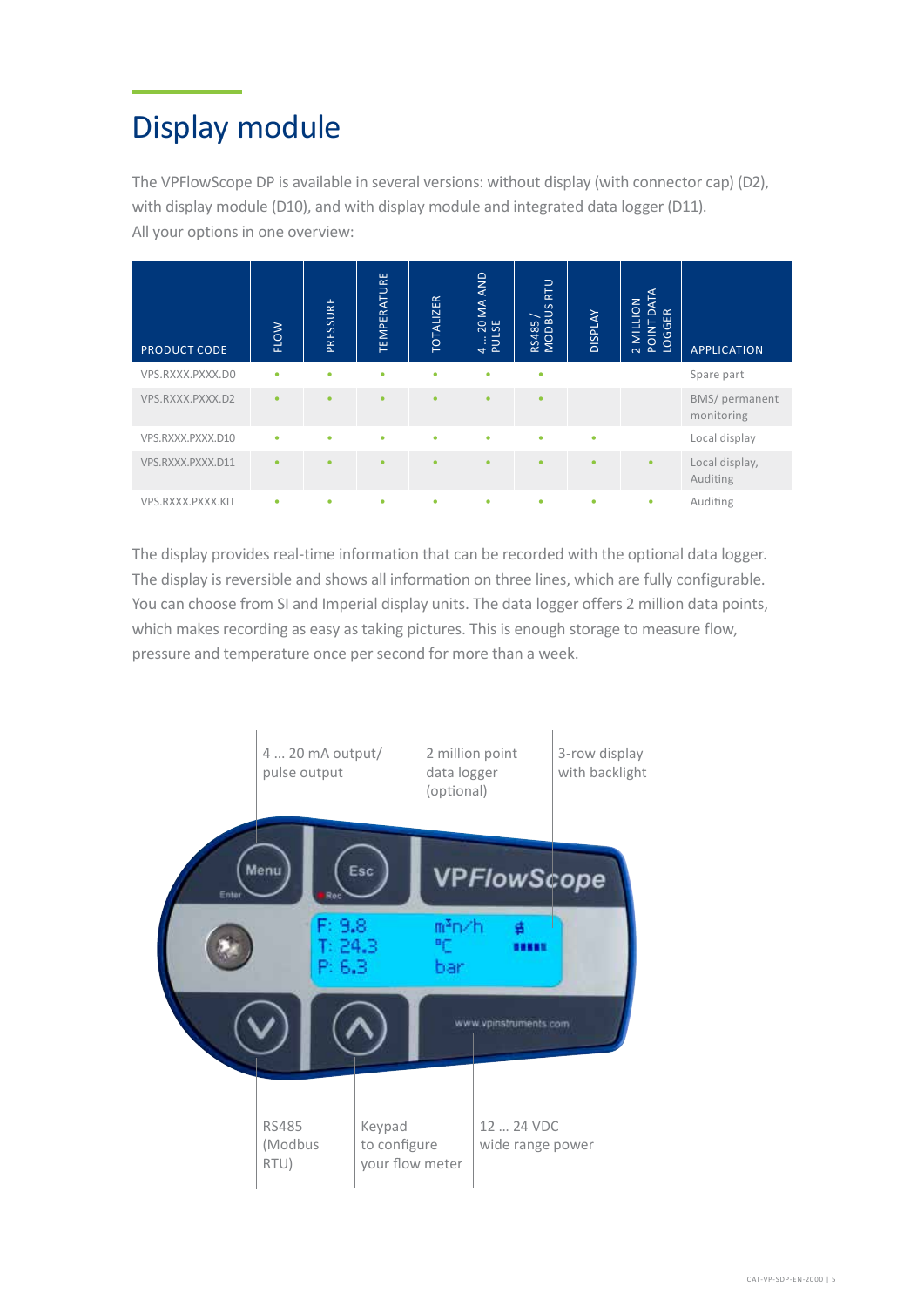# Display module

The VPFlowScope DP is available in several versions: without display (with connector cap) (D2), with display module (D10), and with display module and integrated data logger (D11).
All your options in one overview:

| PRODUCT CODE | FLOW | PRESSURE | TEMPERATURE | TOTALIZER | 4 ... 20 MA AND PULSE | RS485 / MODBUS RTU | DISPLAY | 2 MILLION POINT DATA LOGGER | APPLICATION |
|---|---|---|---|---|---|---|---|---|---|
| VPS.RXXX.PXXX.D0 | • | • | • | • | • | • | | | Spare part |
| VPS.RXXX.PXXX.D2 | • | • | • | • | • | • | | | BMS/ permanent monitoring |
| VPS.RXXX.PXXX.D10 | • | • | • | • | • | • | • | | Local display |
| VPS.RXXX.PXXX.D11 | • | • | • | • | • | • | • | • | Local display, Auditing |
| VPS.RXXX.PXXX.KIT | • | • | • | • | • | • | • | • | Auditing |

The display provides real-time information that can be recorded with the optional data logger. The display is reversible and shows all information on three lines, which are fully configurable. You can choose from SI and Imperial display units. The data logger offers 2 million data points, which makes recording as easy as taking pictures. This is enough storage to measure flow, pressure and temperature once per second for more than a week.

4 ... 20 mA output/ pulse output

2 million point data logger (optional)

3-row display with backlight

RS485 (Modbus RTU)

Keypad to configure your flow meter

12 ... 24 VDC wide range power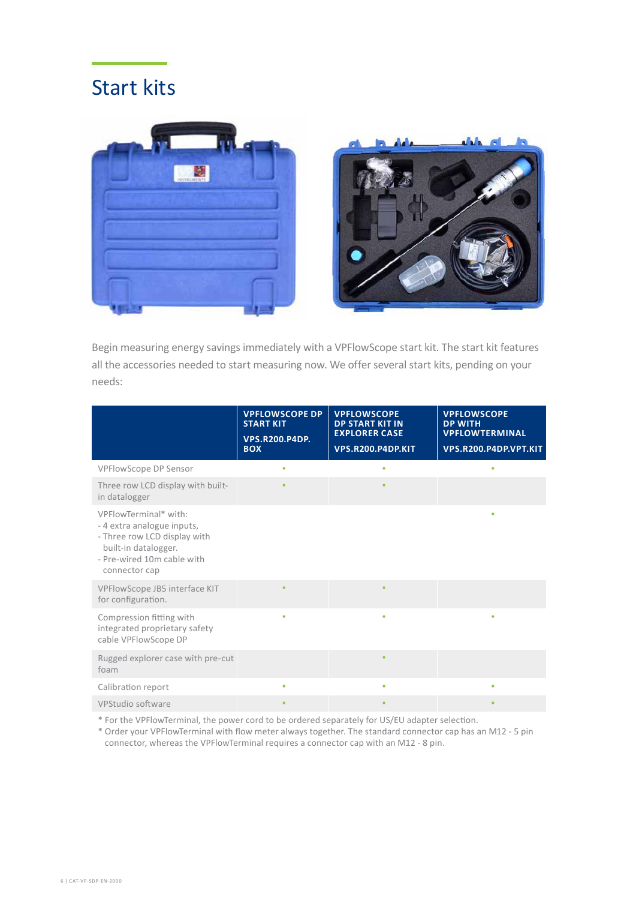# Start kits

Begin measuring energy savings immediately with a VPFlowScope start kit. The start kit features all the accessories needed to start measuring now. We offer several start kits, pending on your needs:

| | VPFLOWSCOPE DP START KIT VPS.R200.P4DP.BOX | VPFLOWSCOPE DP START KIT IN EXPLORER CASE VPS.R200.P4DP.KIT | VPFLOWSCOPE DP WITH VPFLOWTERMINAL VPS.R200.P4DP.VPT.KIT |
|---|---|---|---|
| VPFlowScope DP Sensor | • | • | • |
| Three row LCD display with built-in datalogger | • | • | |
| VPFlowTerminal* with:<br>- 4 extra analogue inputs,<br>- Three row LCD display with built-in datalogger.<br>- Pre-wired 10m cable with connector cap | | | • |
| VPFlowScope JB5 interface KIT for configuration. | • | • | |
| Compression fitting with integrated proprietary safety cable VPFlowScope DP | • | • | • |
| Rugged explorer case with pre-cut foam | | • | |
| Calibration report | • | • | • |
| VPStudio software | • | • | • |

\* For the VPFlowTerminal, the power cord to be ordered separately for US/EU adapter selection.
\* Order your VPFlowTerminal with flow meter always together. The standard connector cap has an M12 - 5 pin connector, whereas the VPFlowTerminal requires a connector cap with an M12 - 8 pin.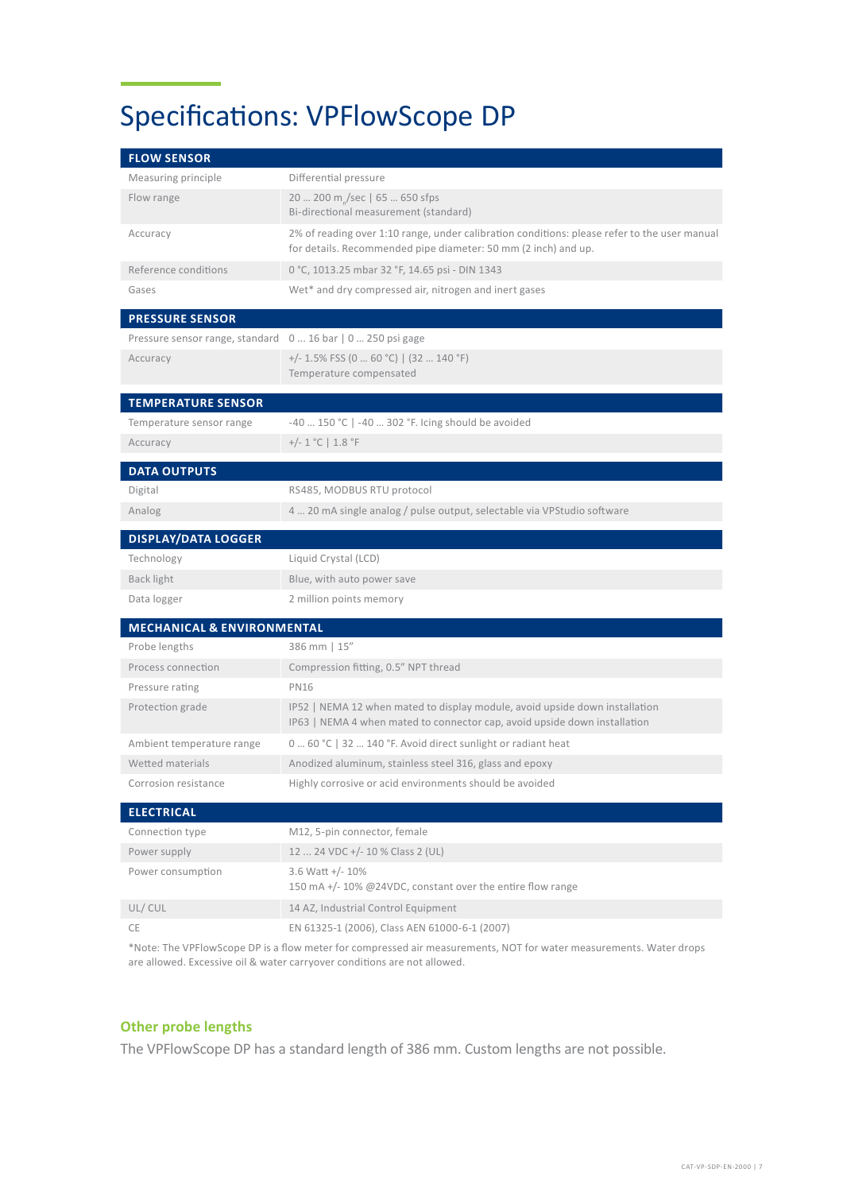# Specifications: VPFlowScope DP

| FLOW SENSOR | |
|---|---|
| Measuring principle | Differential pressure |
| Flow range | 20 … 200 $m_n$/sec \| 65 … 650 sfps<br>Bi-directional measurement (standard) |
| Accuracy | 2% of reading over 1:10 range, under calibration conditions: please refer to the user manual for details. Recommended pipe diameter: 50 mm (2 inch) and up. |
| Reference conditions | 0 °C, 1013.25 mbar 32 °F, 14.65 psi - DIN 1343 |
| Gases | Wet* and dry compressed air, nitrogen and inert gases |

| PRESSURE SENSOR | |
|---|---|
| Pressure sensor range, standard | 0 … 16 bar \| 0 … 250 psi gage |
| Accuracy | +/- 1.5% FSS (0 … 60 °C) \| (32 … 140 °F)<br>Temperature compensated |

| TEMPERATURE SENSOR | |
|---|---|
| Temperature sensor range | -40 … 150 °C \| -40 … 302 °F. Icing should be avoided |
| Accuracy | +/- 1 °C \| 1.8 °F |

| DATA OUTPUTS | |
|---|---|
| Digital | RS485, MODBUS RTU protocol |
| Analog | 4 … 20 mA single analog / pulse output, selectable via VPStudio software |

| DISPLAY/DATA LOGGER | |
|---|---|
| Technology | Liquid Crystal (LCD) |
| Back light | Blue, with auto power save |
| Data logger | 2 million points memory |

| MECHANICAL & ENVIRONMENTAL | |
|---|---|
| Probe lengths | 386 mm \| 15" |
| Process connection | Compression fitting, 0.5" NPT thread |
| Pressure rating | PN16 |
| Protection grade | IP52 \| NEMA 12 when mated to display module, avoid upside down installation<br>IP63 \| NEMA 4 when mated to connector cap, avoid upside down installation |
| Ambient temperature range | 0 … 60 °C \| 32 … 140 °F. Avoid direct sunlight or radiant heat |
| Wetted materials | Anodized aluminum, stainless steel 316, glass and epoxy |
| Corrosion resistance | Highly corrosive or acid environments should be avoided |

| ELECTRICAL | |
|---|---|
| Connection type | M12, 5-pin connector, female |
| Power supply | 12 … 24 VDC +/- 10 % Class 2 (UL) |
| Power consumption | 3.6 Watt +/- 10%<br>150 mA +/- 10% @24VDC, constant over the entire flow range |
| UL/ CUL | 14 AZ, Industrial Control Equipment |
| CE | EN 61325-1 (2006), Class AEN 61000-6-1 (2007) |

*Note: The VPFlowScope DP is a flow meter for compressed air measurements, NOT for water measurements. Water drops are allowed. Excessive oil & water carryover conditions are not allowed.

## Other probe lengths

The VPFlowScope DP has a standard length of 386 mm. Custom lengths are not possible.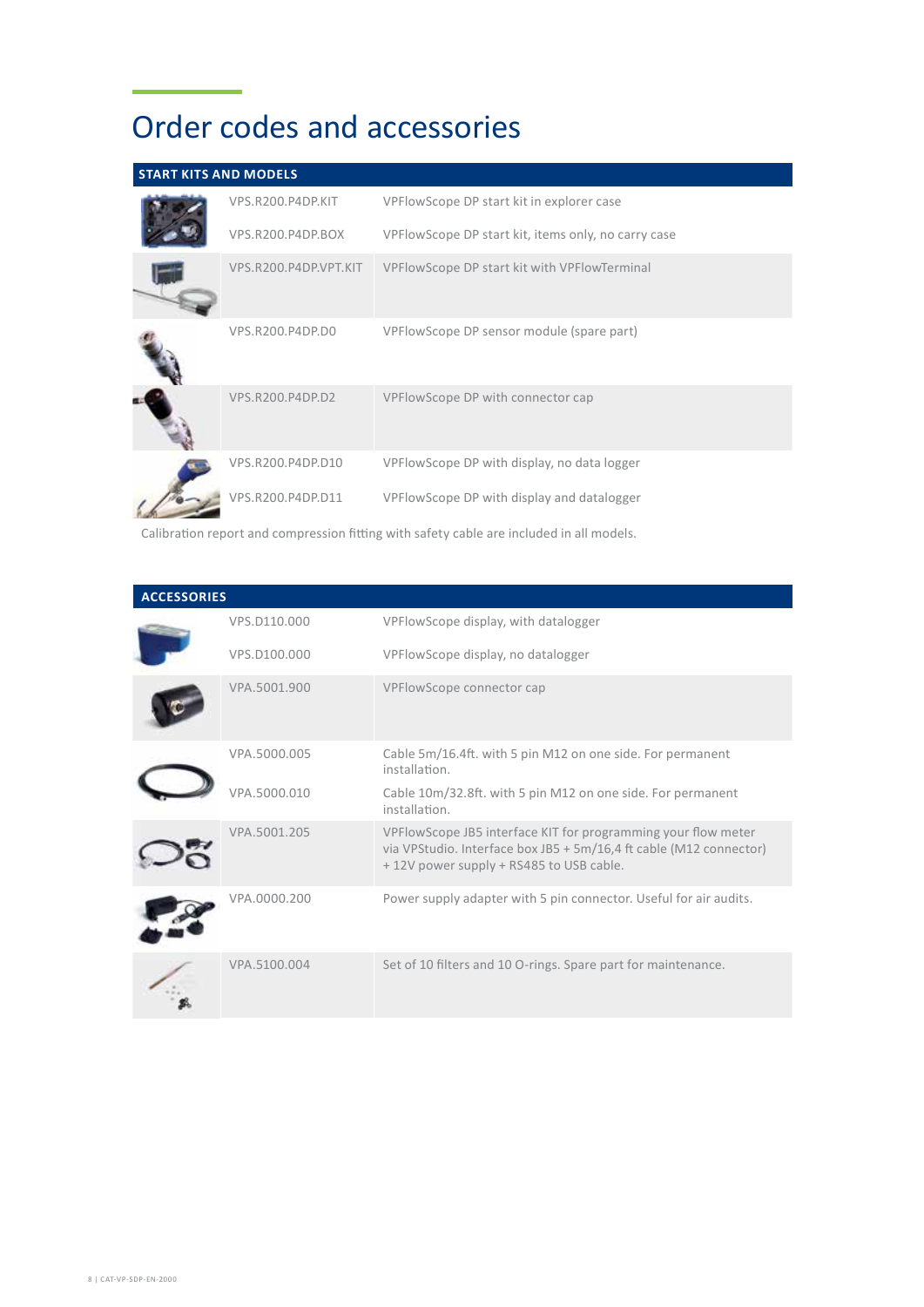# Order codes and accessories

| START KITS AND MODELS | |
|---|---|
| VPS.R200.P4DP.KIT | VPFlowScope DP start kit in explorer case |
| VPS.R200.P4DP.BOX | VPFlowScope DP start kit, items only, no carry case |
| VPS.R200.P4DP.VPT.KIT | VPFlowScope DP start kit with VPFlowTerminal |
| VPS.R200.P4DP.D0 | VPFlowScope DP sensor module (spare part) |
| VPS.R200.P4DP.D2 | VPFlowScope DP with connector cap |
| VPS.R200.P4DP.D10 | VPFlowScope DP with display, no data logger |
| VPS.R200.P4DP.D11 | VPFlowScope DP with display and datalogger |

Calibration report and compression fitting with safety cable are included in all models.

| ACCESSORIES | |
|---|---|
| VPS.D110.000 | VPFlowScope display, with datalogger |
| VPS.D100.000 | VPFlowScope display, no datalogger |
| VPA.5001.900 | VPFlowScope connector cap |
| VPA.5000.005 | Cable 5m/16.4ft. with 5 pin M12 on one side. For permanent installation. |
| VPA.5000.010 | Cable 10m/32.8ft. with 5 pin M12 on one side. For permanent installation. |
| VPA.5001.205 | VPFlowScope JB5 interface KIT for programming your flow meter via VPStudio. Interface box JB5 + 5m/16,4 ft cable (M12 connector) + 12V power supply + RS485 to USB cable. |
| VPA.0000.200 | Power supply adapter with 5 pin connector. Useful for air audits. |
| VPA.5100.004 | Set of 10 filters and 10 O-rings. Spare part for maintenance. |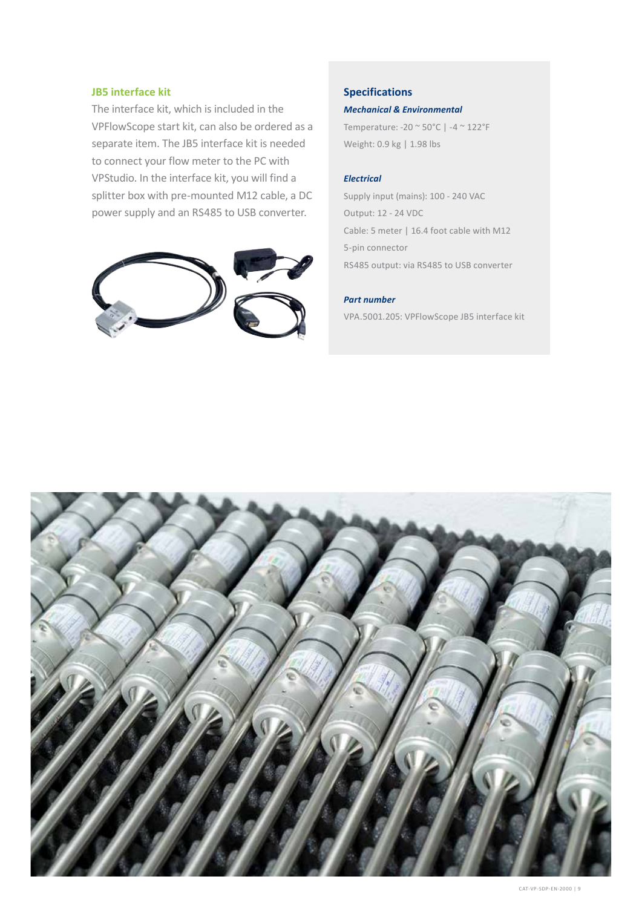### JB5 interface kit

The interface kit, which is included in the VPFlowScope start kit, can also be ordered as a separate item. The JB5 interface kit is needed to connect your flow meter to the PC with VPStudio. In the interface kit, you will find a splitter box with pre-mounted M12 cable, a DC power supply and an RS485 to USB converter.

### Specifications

***Mechanical & Environmental***

Temperature: -20 ~ 50°C | -4 ~ 122°F
Weight: 0.9 kg | 1.98 lbs

***Electrical***

Supply input (mains): 100 - 240 VAC
Output: 12 - 24 VDC
Cable: 5 meter | 16.4 foot cable with M12 5-pin connector
RS485 output: via RS485 to USB converter

***Part number***

VPA.5001.205: VPFlowScope JB5 interface kit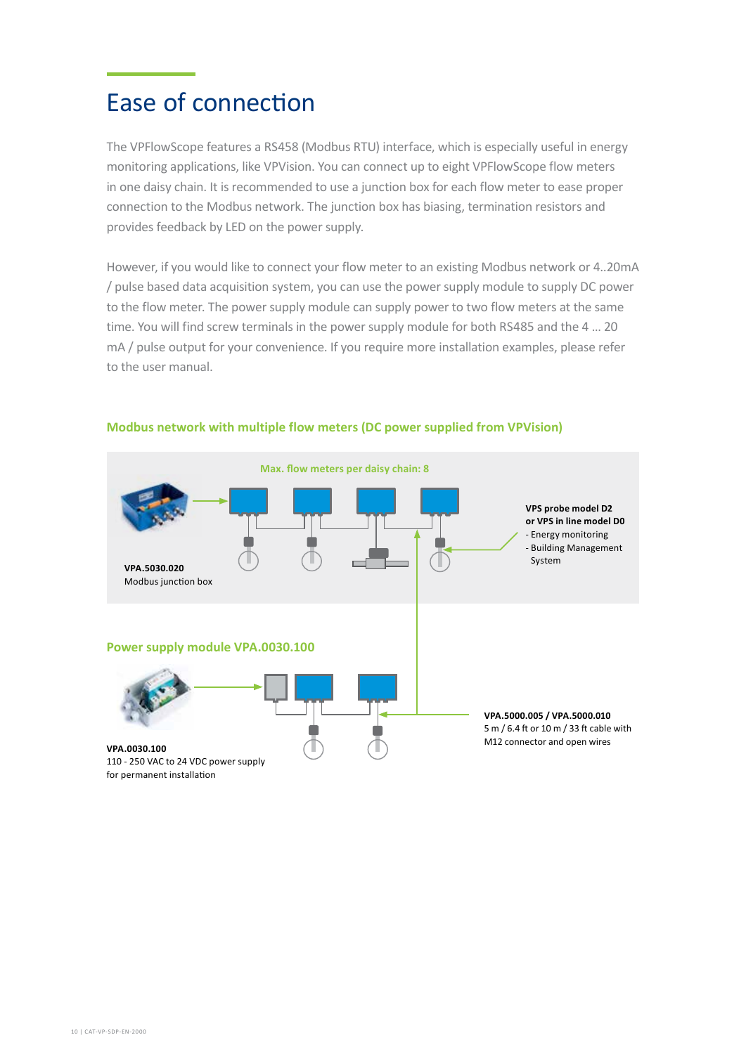# Ease of connection

The VPFlowScope features a RS458 (Modbus RTU) interface, which is especially useful in energy monitoring applications, like VPVision. You can connect up to eight VPFlowScope flow meters in one daisy chain. It is recommended to use a junction box for each flow meter to ease proper connection to the Modbus network. The junction box has biasing, termination resistors and provides feedback by LED on the power supply.

However, if you would like to connect your flow meter to an existing Modbus network or 4..20mA / pulse based data acquisition system, you can use the power supply module to supply DC power to the flow meter. The power supply module can supply power to two flow meters at the same time. You will find screw terminals in the power supply module for both RS485 and the 4 ... 20 mA / pulse output for your convenience. If you require more installation examples, please refer to the user manual.

### Modbus network with multiple flow meters (DC power supplied from VPVision)

Max. flow meters per daisy chain: 8

**VPA.5030.020**
Modbus junction box

**VPS probe model D2 or VPS in line model D0**
- Energy monitoring
- Building Management System

### Power supply module VPA.0030.100

**VPA.0030.100**
110 - 250 VAC to 24 VDC power supply for permanent installation

**VPA.5000.005 / VPA.5000.010**
5 m / 6.4 ft or 10 m / 33 ft cable with M12 connector and open wires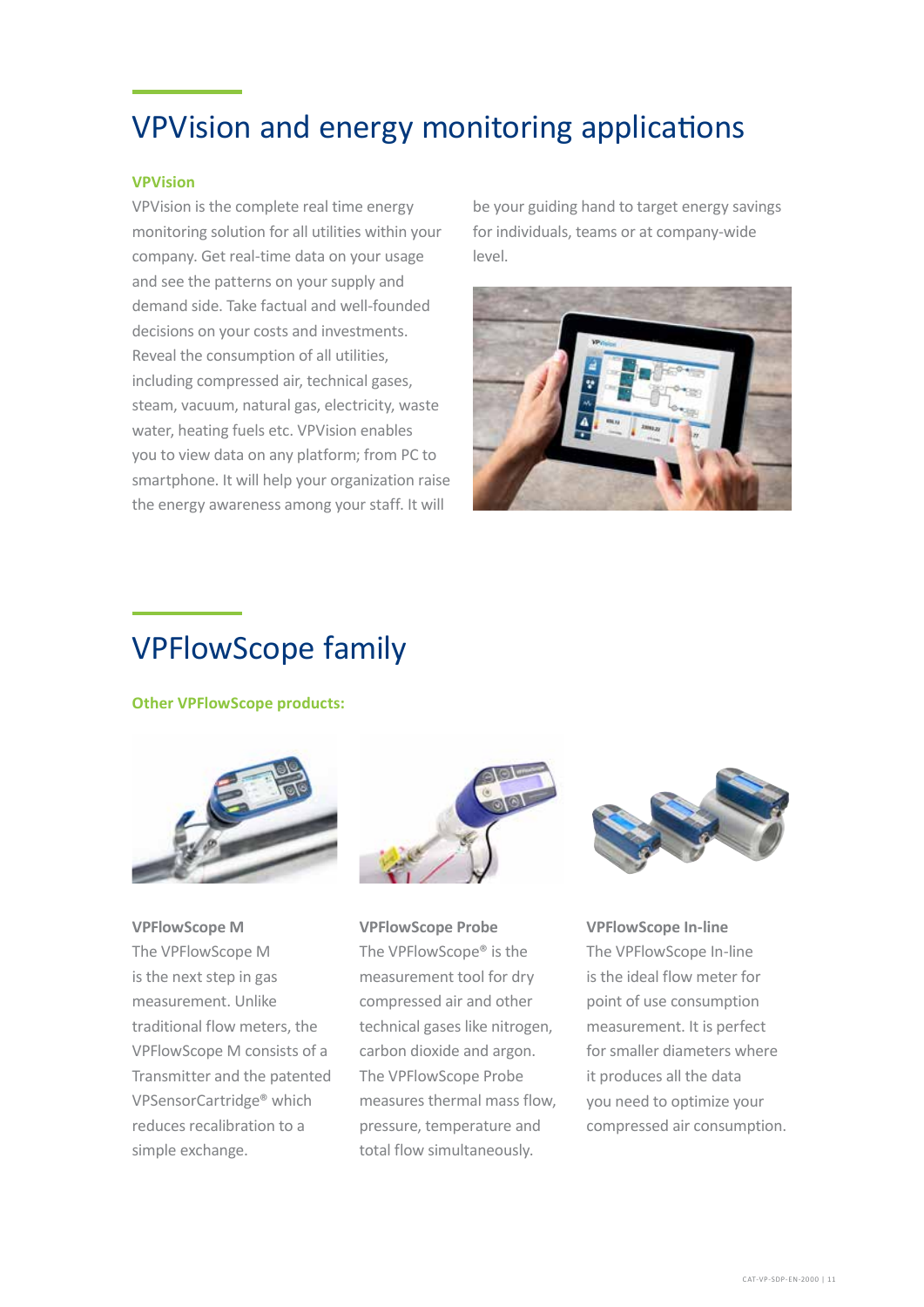# VPVision and energy monitoring applications

**VPVision**

VPVision is the complete real time energy monitoring solution for all utilities within your company. Get real-time data on your usage and see the patterns on your supply and demand side. Take factual and well-founded decisions on your costs and investments. Reveal the consumption of all utilities, including compressed air, technical gases, steam, vacuum, natural gas, electricity, waste water, heating fuels etc. VPVision enables you to view data on any platform; from PC to smartphone. It will help your organization raise the energy awareness among your staff. It will be your guiding hand to target energy savings for individuals, teams or at company-wide level.

# VPFlowScope family

**Other VPFlowScope products:**

**VPFlowScope M**

The VPFlowScope M is the next step in gas measurement. Unlike traditional flow meters, the VPFlowScope M consists of a Transmitter and the patented VPSensorCartridge® which reduces recalibration to a simple exchange.

**VPFlowScope Probe**

The VPFlowScope® is the measurement tool for dry compressed air and other technical gases like nitrogen, carbon dioxide and argon. The VPFlowScope Probe measures thermal mass flow, pressure, temperature and total flow simultaneously.

**VPFlowScope In-line**

The VPFlowScope In-line is the ideal flow meter for point of use consumption measurement. It is perfect for smaller diameters where it produces all the data you need to optimize your compressed air consumption.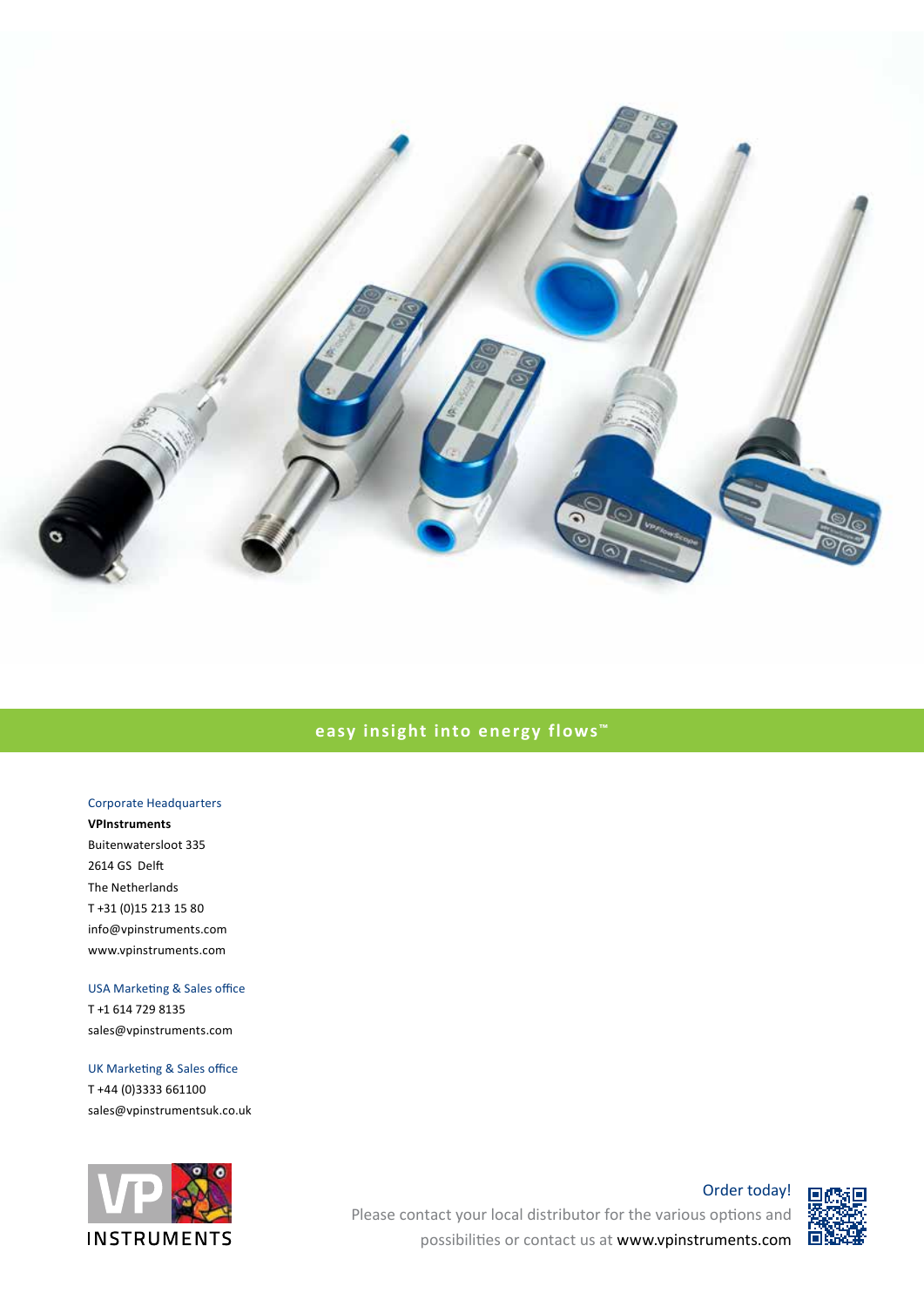easy insight into energy flows™

Corporate Headquarters

**VPInstruments**
Buitenwatersloot 335
2614 GS Delft
The Netherlands
T +31 (0)15 213 15 80
info@vpinstruments.com
www.vpinstruments.com

USA Marketing & Sales office
T +1 614 729 8135
sales@vpinstruments.com

UK Marketing & Sales office
T +44 (0)3333 661100
sales@vpinstrumentsuk.co.uk

VP INSTRUMENTS

Order today!
Please contact your local distributor for the various options and possibilities or contact us at www.vpinstruments.com